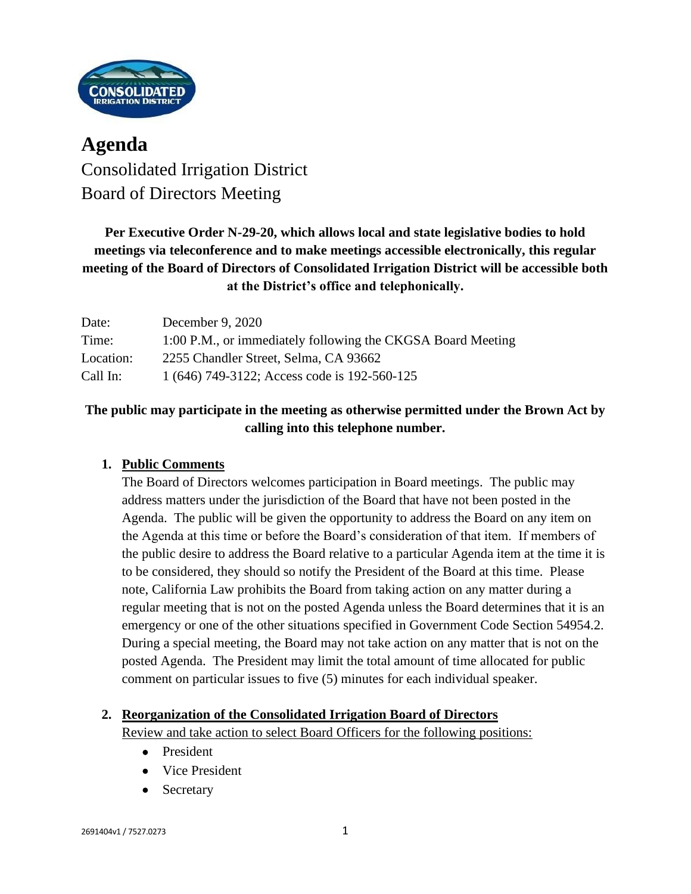# Agenda

Consolidated Irrigation District
Board of Directors Meeting

**Per Executive Order N-29-20, which allows local and state legislative bodies to hold meetings via teleconference and to make meetings accessible electronically, this regular meeting of the Board of Directors of Consolidated Irrigation District will be accessible both at the District's office and telephonically.**

| | |
|---|---|
| Date: | December 9, 2020 |
| Time: | 1:00 P.M., or immediately following the CKGSA Board Meeting |
| Location: | 2255 Chandler Street, Selma, CA 93662 |
| Call In: | 1 (646) 749-3122; Access code is 192-560-125 |

**The public may participate in the meeting as otherwise permitted under the Brown Act by calling into this telephone number.**

1. **Public Comments**

   The Board of Directors welcomes participation in Board meetings. The public may address matters under the jurisdiction of the Board that have not been posted in the Agenda. The public will be given the opportunity to address the Board on any item on the Agenda at this time or before the Board's consideration of that item. If members of the public desire to address the Board relative to a particular Agenda item at the time it is to be considered, they should so notify the President of the Board at this time. Please note, California Law prohibits the Board from taking action on any matter during a regular meeting that is not on the posted Agenda unless the Board determines that it is an emergency or one of the other situations specified in Government Code Section 54954.2. During a special meeting, the Board may not take action on any matter that is not on the posted Agenda. The President may limit the total amount of time allocated for public comment on particular issues to five (5) minutes for each individual speaker.

2. **Reorganization of the Consolidated Irrigation Board of Directors**

   Review and take action to select Board Officers for the following positions:

   - President
   - Vice President
   - Secretary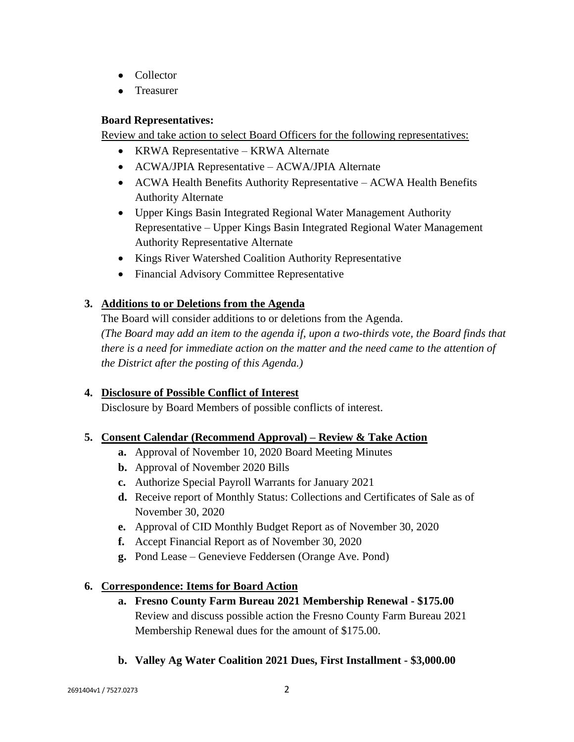- Collector
- Treasurer

**Board Representatives:**

Review and take action to select Board Officers for the following representatives:

- KRWA Representative – KRWA Alternate
- ACWA/JPIA Representative – ACWA/JPIA Alternate
- ACWA Health Benefits Authority Representative – ACWA Health Benefits Authority Alternate
- Upper Kings Basin Integrated Regional Water Management Authority Representative – Upper Kings Basin Integrated Regional Water Management Authority Representative Alternate
- Kings River Watershed Coalition Authority Representative
- Financial Advisory Committee Representative

**3. Additions to or Deletions from the Agenda**

The Board will consider additions to or deletions from the Agenda.
*(The Board may add an item to the agenda if, upon a two-thirds vote, the Board finds that there is a need for immediate action on the matter and the need came to the attention of the District after the posting of this Agenda.)*

**4. Disclosure of Possible Conflict of Interest**

Disclosure by Board Members of possible conflicts of interest.

**5. Consent Calendar (Recommend Approval) – Review & Take Action**

- **a.** Approval of November 10, 2020 Board Meeting Minutes
- **b.** Approval of November 2020 Bills
- **c.** Authorize Special Payroll Warrants for January 2021
- **d.** Receive report of Monthly Status: Collections and Certificates of Sale as of November 30, 2020
- **e.** Approval of CID Monthly Budget Report as of November 30, 2020
- **f.** Accept Financial Report as of November 30, 2020
- **g.** Pond Lease – Genevieve Feddersen (Orange Ave. Pond)

**6. Correspondence: Items for Board Action**

- **a. Fresno County Farm Bureau 2021 Membership Renewal - $175.00**
  Review and discuss possible action the Fresno County Farm Bureau 2021 Membership Renewal dues for the amount of $175.00.

- **b. Valley Ag Water Coalition 2021 Dues, First Installment - $3,000.00**

2691404v1 / 7527.0273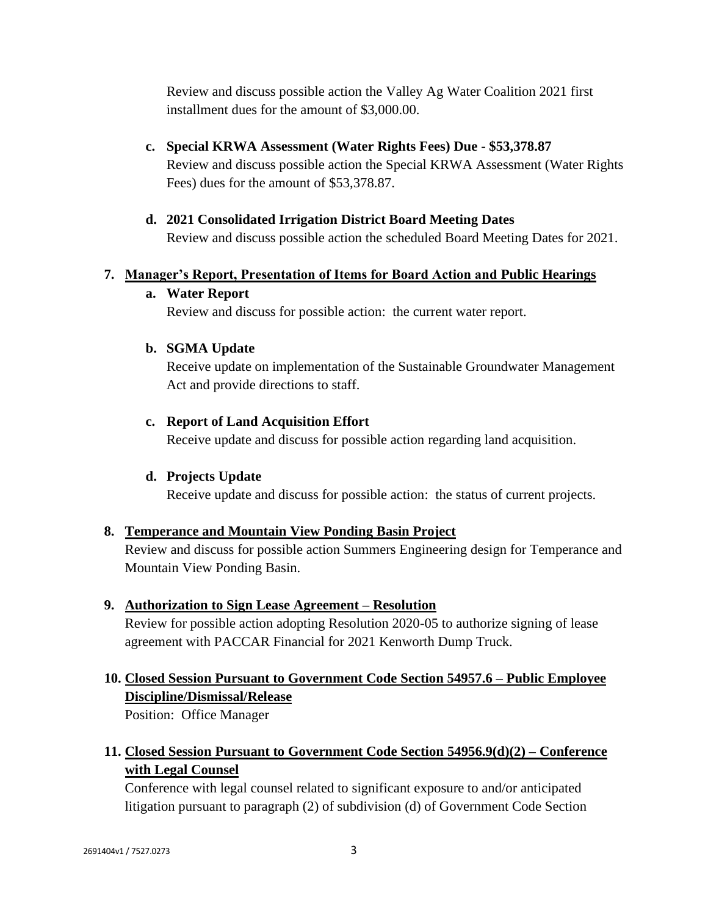Review and discuss possible action the Valley Ag Water Coalition 2021 first installment dues for the amount of $3,000.00.

c. **Special KRWA Assessment (Water Rights Fees) Due - $53,378.87**
   Review and discuss possible action the Special KRWA Assessment (Water Rights Fees) dues for the amount of $53,378.87.

d. **2021 Consolidated Irrigation District Board Meeting Dates**
   Review and discuss possible action the scheduled Board Meeting Dates for 2021.

7. **Manager's Report, Presentation of Items for Board Action and Public Hearings**

   a. **Water Report**
      Review and discuss for possible action: the current water report.

   b. **SGMA Update**
      Receive update on implementation of the Sustainable Groundwater Management Act and provide directions to staff.

   c. **Report of Land Acquisition Effort**
      Receive update and discuss for possible action regarding land acquisition.

   d. **Projects Update**
      Receive update and discuss for possible action: the status of current projects.

8. **Temperance and Mountain View Ponding Basin Project**
   Review and discuss for possible action Summers Engineering design for Temperance and Mountain View Ponding Basin.

9. **Authorization to Sign Lease Agreement – Resolution**
   Review for possible action adopting Resolution 2020-05 to authorize signing of lease agreement with PACCAR Financial for 2021 Kenworth Dump Truck.

10. **Closed Session Pursuant to Government Code Section 54957.6 – Public Employee Discipline/Dismissal/Release**
    Position: Office Manager

11. **Closed Session Pursuant to Government Code Section 54956.9(d)(2) – Conference with Legal Counsel**
    Conference with legal counsel related to significant exposure to and/or anticipated litigation pursuant to paragraph (2) of subdivision (d) of Government Code Section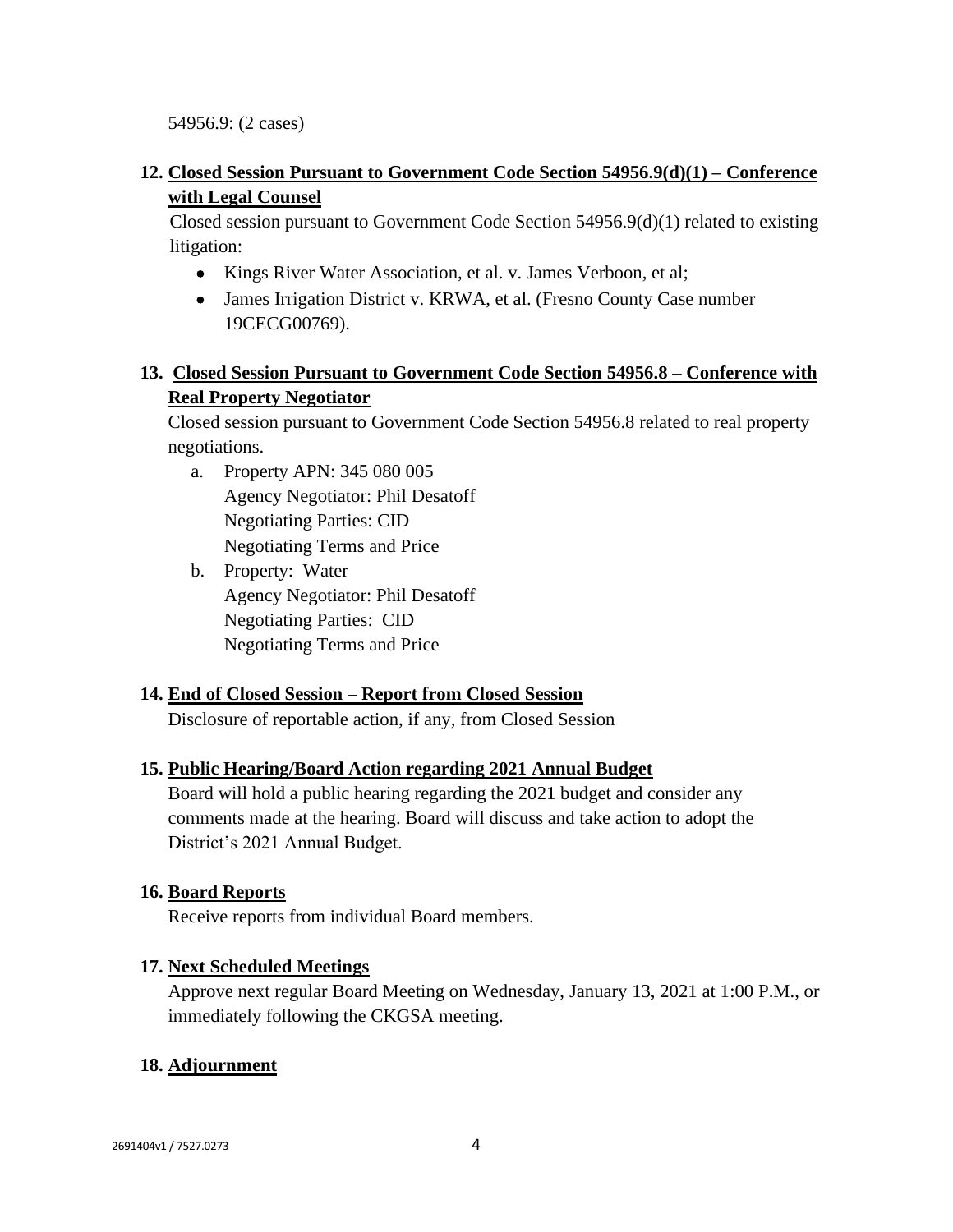54956.9: (2 cases)

12. **<u>Closed Session Pursuant to Government Code Section 54956.9(d)(1) – Conference with Legal Counsel</u>**
    Closed session pursuant to Government Code Section 54956.9(d)(1) related to existing litigation:
    - Kings River Water Association, et al. v. James Verboon, et al;
    - James Irrigation District v. KRWA, et al. (Fresno County Case number 19CECG00769).

13. **<u>Closed Session Pursuant to Government Code Section 54956.8 – Conference with Real Property Negotiator</u>**
    Closed session pursuant to Government Code Section 54956.8 related to real property negotiations.
    a. Property APN: 345 080 005
       Agency Negotiator: Phil Desatoff
       Negotiating Parties: CID
       Negotiating Terms and Price
    b. Property: Water
       Agency Negotiator: Phil Desatoff
       Negotiating Parties: CID
       Negotiating Terms and Price

14. **<u>End of Closed Session – Report from Closed Session</u>**
    Disclosure of reportable action, if any, from Closed Session

15. **<u>Public Hearing/Board Action regarding 2021 Annual Budget</u>**
    Board will hold a public hearing regarding the 2021 budget and consider any comments made at the hearing. Board will discuss and take action to adopt the District's 2021 Annual Budget.

16. **<u>Board Reports</u>**
    Receive reports from individual Board members.

17. **<u>Next Scheduled Meetings</u>**
    Approve next regular Board Meeting on Wednesday, January 13, 2021 at 1:00 P.M., or immediately following the CKGSA meeting.

18. **<u>Adjournment</u>**

2691404v1 / 7527.0273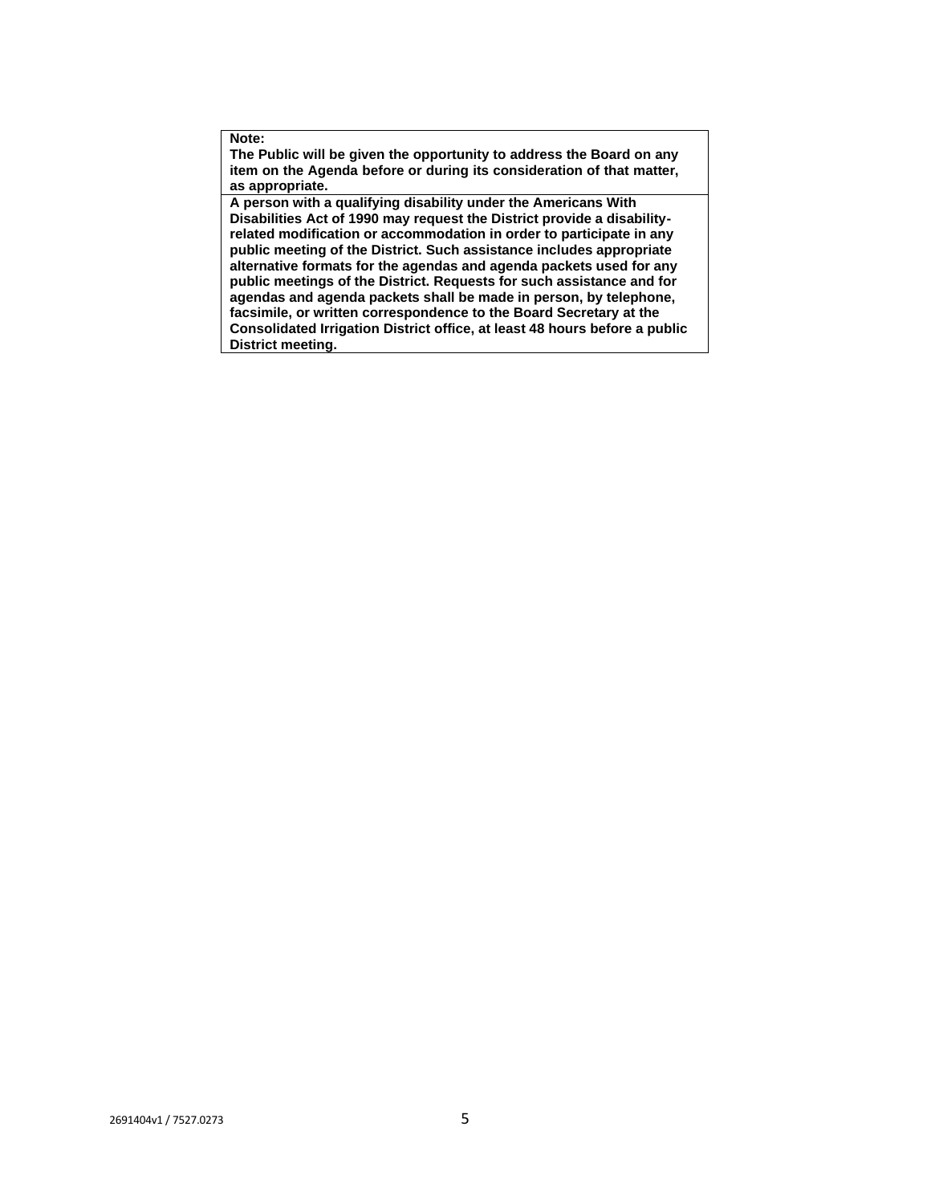**Note:**
**The Public will be given the opportunity to address the Board on any item on the Agenda before or during its consideration of that matter, as appropriate.**

**A person with a qualifying disability under the Americans With Disabilities Act of 1990 may request the District provide a disability-related modification or accommodation in order to participate in any public meeting of the District. Such assistance includes appropriate alternative formats for the agendas and agenda packets used for any public meetings of the District. Requests for such assistance and for agendas and agenda packets shall be made in person, by telephone, facsimile, or written correspondence to the Board Secretary at the Consolidated Irrigation District office, at least 48 hours before a public District meeting.**